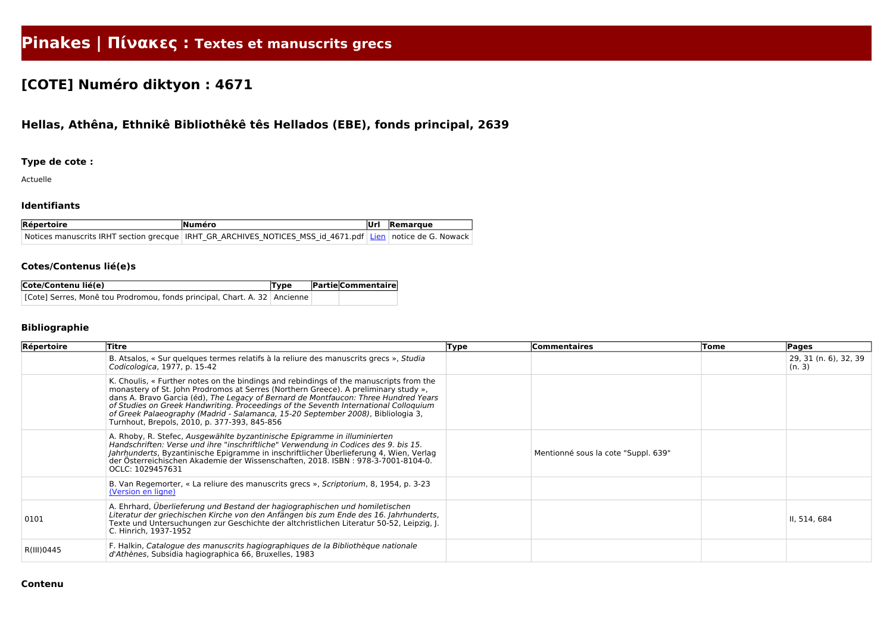# Pinakes | Πίνακες : Textes et manuscrits grecs

## [COTE] Numéro diktyon : 4671

### Hellas, Athêna, Ethnikê Bibliothêkê tês Hellados (EBE), fonds principal, 2639

#### Type de cote :

Actuelle

#### Identifiants

| Répertoire | Numéro | Url | Remarque |
|---|---|---|---|
| Notices manuscrits IRHT section grecque | IRHT_GR_ARCHIVES_NOTICES_MSS_id_4671.pdf | Lien | notice de G. Nowack |

#### Cotes/Contenus lié(e)s

| Cote/Contenu lié(e) | Type | Partie | Commentaire |
|---|---|---|---|
| [Cote] Serres, Monê tou Prodromou, fonds principal, Chart. A. 32 | Ancienne | | |

#### Bibliographie

| Répertoire | Titre | Type | Commentaires | Tome | Pages |
|---|---|---|---|---|---|
| | B. Atsalos, « Sur quelques termes relatifs à la reliure des manuscrits grecs », *Studia Codicologica*, 1977, p. 15-42 | | | | 29, 31 (n. 6), 32, 39 (n. 3) |
| | K. Choulis, « Further notes on the bindings and rebindings of the manuscripts from the monastery of St. John Prodromos at Serres (Northern Greece). A preliminary study », dans A. Bravo Garcia (éd), *The Legacy of Bernard de Montfaucon: Three Hundred Years of Studies on Greek Handwriting. Proceedings of the Seventh International Colloquium of Greek Palaeography (Madrid - Salamanca, 15-20 September 2008)*, Bibliologia 3, Turnhout, Brepols, 2010, p. 377-393, 845-856 | | | | |
| | A. Rhoby, R. Stefec, *Ausgewählte byzantinische Epigramme in illuminierten Handschriften: Verse und ihre "inschriftliche" Verwendung in Codices des 9. bis 15. Jahrhunderts*, Byzantinische Epigramme in inschriftlicher Überlieferung 4, Wien, Verlag der Österreichischen Akademie der Wissenschaften, 2018. ISBN : 978-3-7001-8104-0. OCLC: 1029457631 | | Mentionné sous la cote "Suppl. 639" | | |
| | B. Van Regemorter, « La reliure des manuscrits grecs », *Scriptorium*, 8, 1954, p. 3-23 (Version en ligne) | | | | |
| 0101 | A. Ehrhard, *Überlieferung und Bestand der hagiographischen und homiletischen Literatur der griechischen Kirche von den Anfängen bis zum Ende des 16. Jahrhunderts*, Texte und Untersuchungen zur Geschichte der altchristlichen Literatur 50-52, Leipzig, J. C. Hinrich, 1937-1952 | | | | II, 514, 684 |
| R(III)0445 | F. Halkin, *Catalogue des manuscrits hagiographiques de la Bibliothèque nationale d'Athènes*, Subsidia hagiographica 66, Bruxelles, 1983 | | | | |

#### Contenu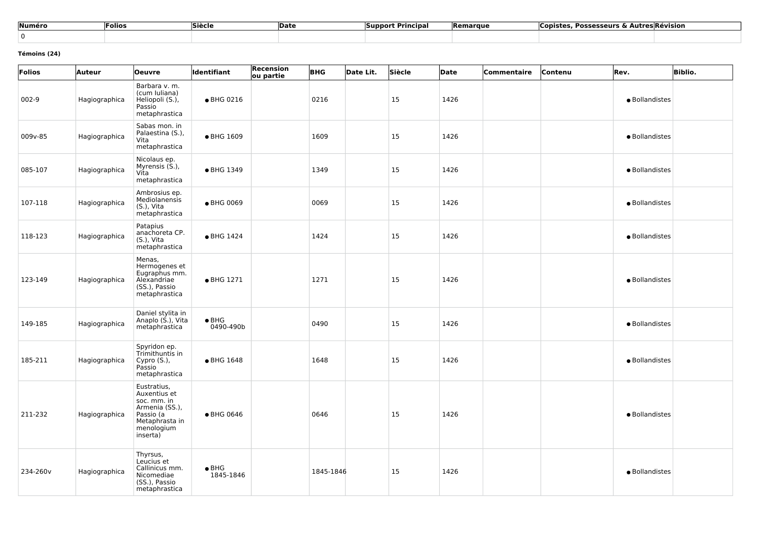| Numéro | Folios | Siècle | Date | Support Principal | Remarque | Copistes, Possesseurs & Autres | Révision |
|---|---|---|---|---|---|---|---|
| 0 | | | | | | | |

**Témoins (24)**

| Folios | Auteur | Oeuvre | Identifiant | Recension ou partie | BHG | Date Lit. | Siècle | Date | Commentaire | Contenu | Rev. | Biblio. |
|---|---|---|---|---|---|---|---|---|---|---|---|---|
| 002-9 | Hagiographica | Barbara v. m. (cum Iuliana) Heliopoli (S.), Passio metaphrastica | • BHG 0216 | | 0216 | | 15 | 1426 | | | • Bollandistes | |
| 009v-85 | Hagiographica | Sabas mon. in Palaestina (S.), Vita metaphrastica | • BHG 1609 | | 1609 | | 15 | 1426 | | | • Bollandistes | |
| 085-107 | Hagiographica | Nicolaus ep. Myrensis (S.), Vita metaphrastica | • BHG 1349 | | 1349 | | 15 | 1426 | | | • Bollandistes | |
| 107-118 | Hagiographica | Ambrosius ep. Mediolanensis (S.), Vita metaphrastica | • BHG 0069 | | 0069 | | 15 | 1426 | | | • Bollandistes | |
| 118-123 | Hagiographica | Patapius anachoreta CP. (S.), Vita metaphrastica | • BHG 1424 | | 1424 | | 15 | 1426 | | | • Bollandistes | |
| 123-149 | Hagiographica | Menas, Hermogenes et Eugraphus mm. Alexandriae (SS.), Passio metaphrastica | • BHG 1271 | | 1271 | | 15 | 1426 | | | • Bollandistes | |
| 149-185 | Hagiographica | Daniel stylita in Anaplo (S.), Vita metaphrastica | • BHG 0490-490b | | 0490 | | 15 | 1426 | | | • Bollandistes | |
| 185-211 | Hagiographica | Spyridon ep. Trimithuntis in Cypro (S.), Passio metaphrastica | • BHG 1648 | | 1648 | | 15 | 1426 | | | • Bollandistes | |
| 211-232 | Hagiographica | Eustratius, Auxentius et soc. mm. in Armenia (SS.), Passio (a Metaphrasta in menologium inserta) | • BHG 0646 | | 0646 | | 15 | 1426 | | | • Bollandistes | |
| 234-260v | Hagiographica | Thyrsus, Leucius et Callinicus mm. Nicomediae (SS.), Passio metaphrastica | • BHG 1845-1846 | | 1845-1846 | | 15 | 1426 | | | • Bollandistes | |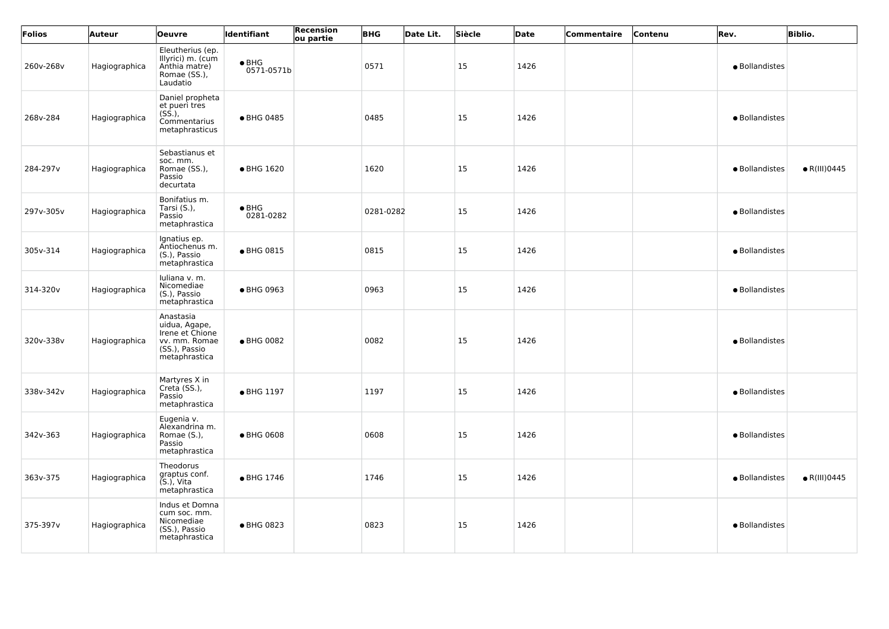| Folios | Auteur | Oeuvre | Identifiant | Recension ou partie | BHG | Date Lit. | Siècle | Date | Commentaire | Contenu | Rev. | Biblio. |
|---|---|---|---|---|---|---|---|---|---|---|---|---|
| 260v-268v | Hagiographica | Eleutherius (ep. Illyrici) m. (cum Anthia matre) Romae (SS.), Laudatio | • BHG 0571-0571b | | 0571 | | 15 | 1426 | | | • Bollandistes | |
| 268v-284 | Hagiographica | Daniel propheta et pueri tres (SS.), Commentarius metaphrasticus | • BHG 0485 | | 0485 | | 15 | 1426 | | | • Bollandistes | |
| 284-297v | Hagiographica | Sebastianus et soc. mm. Romae (SS.), Passio decurtata | • BHG 1620 | | 1620 | | 15 | 1426 | | | • Bollandistes | • R(III)0445 |
| 297v-305v | Hagiographica | Bonifatius m. Tarsi (S.), Passio metaphrastica | • BHG 0281-0282 | | 0281-0282 | | 15 | 1426 | | | • Bollandistes | |
| 305v-314 | Hagiographica | Ignatius ep. Antiochenus m. (S.), Passio metaphrastica | • BHG 0815 | | 0815 | | 15 | 1426 | | | • Bollandistes | |
| 314-320v | Hagiographica | Iuliana v. m. Nicomediae (S.), Passio metaphrastica | • BHG 0963 | | 0963 | | 15 | 1426 | | | • Bollandistes | |
| 320v-338v | Hagiographica | Anastasia uidua, Agape, Irene et Chione vv. mm. Romae (SS.), Passio metaphrastica | • BHG 0082 | | 0082 | | 15 | 1426 | | | • Bollandistes | |
| 338v-342v | Hagiographica | Martyres X in Creta (SS.), Passio metaphrastica | • BHG 1197 | | 1197 | | 15 | 1426 | | | • Bollandistes | |
| 342v-363 | Hagiographica | Eugenia v. Alexandrina m. Romae (S.), Passio metaphrastica | • BHG 0608 | | 0608 | | 15 | 1426 | | | • Bollandistes | |
| 363v-375 | Hagiographica | Theodorus graptus conf. (S.), Vita metaphrastica | • BHG 1746 | | 1746 | | 15 | 1426 | | | • Bollandistes | • R(III)0445 |
| 375-397v | Hagiographica | Indus et Domna cum soc. mm. Nicomediae (SS.), Passio metaphrastica | • BHG 0823 | | 0823 | | 15 | 1426 | | | • Bollandistes | |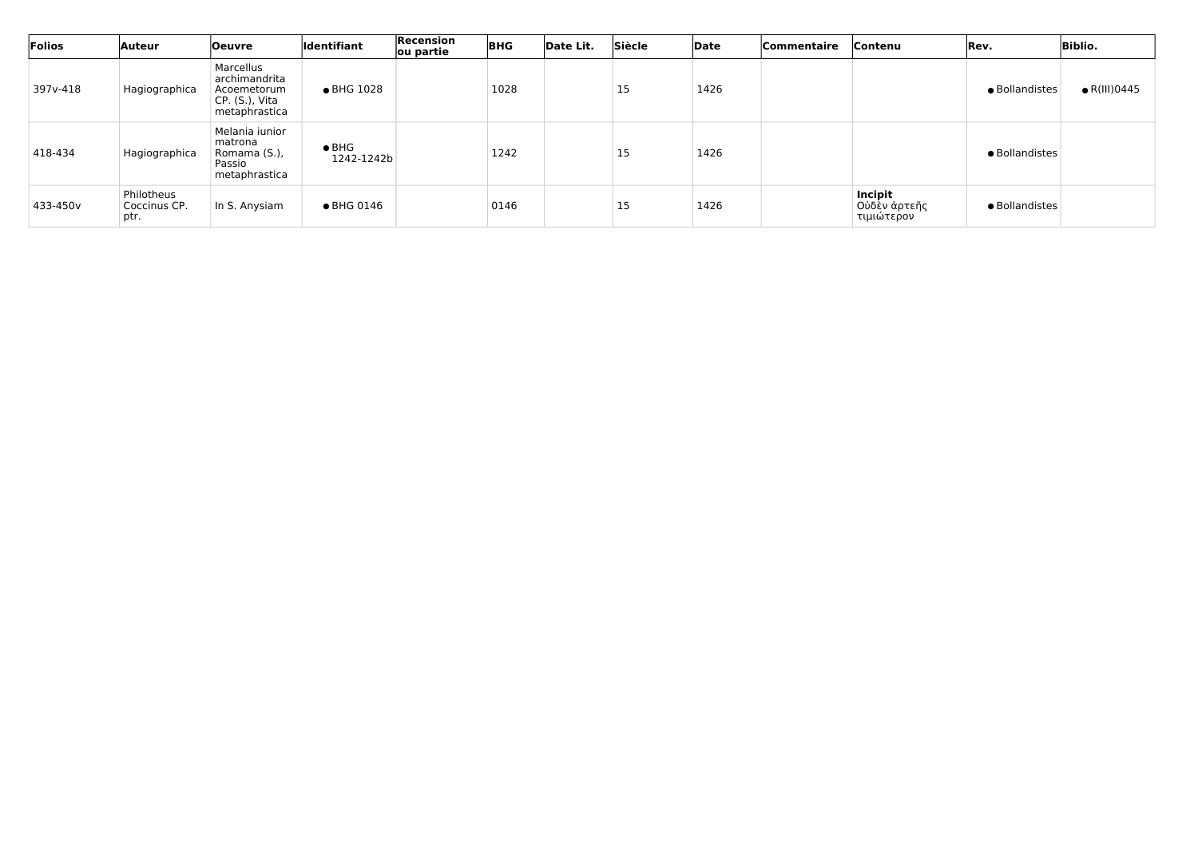| Folios | Auteur | Oeuvre | Identifiant | Recension ou partie | BHG | Date Lit. | Siècle | Date | Commentaire | Contenu | Rev. | Biblio. |
|---|---|---|---|---|---|---|---|---|---|---|---|---|
| 397v-418 | Hagiographica | Marcellus archimandrita Acoemetorum CP. (S.), Vita metaphrastica | • BHG 1028 | | 1028 | | 15 | 1426 | | | • Bollandistes | • R(III)0445 |
| 418-434 | Hagiographica | Melania iunior matrona Romama (S.), Passio metaphrastica | • BHG 1242-1242b | | 1242 | | 15 | 1426 | | | • Bollandistes | |
| 433-450v | Philotheus Coccinus CP. ptr. | In S. Anysiam | • BHG 0146 | | 0146 | | 15 | 1426 | | **Incipit** Οὐδὲν ἀρτεῆς τιμιώτερον | • Bollandistes | |